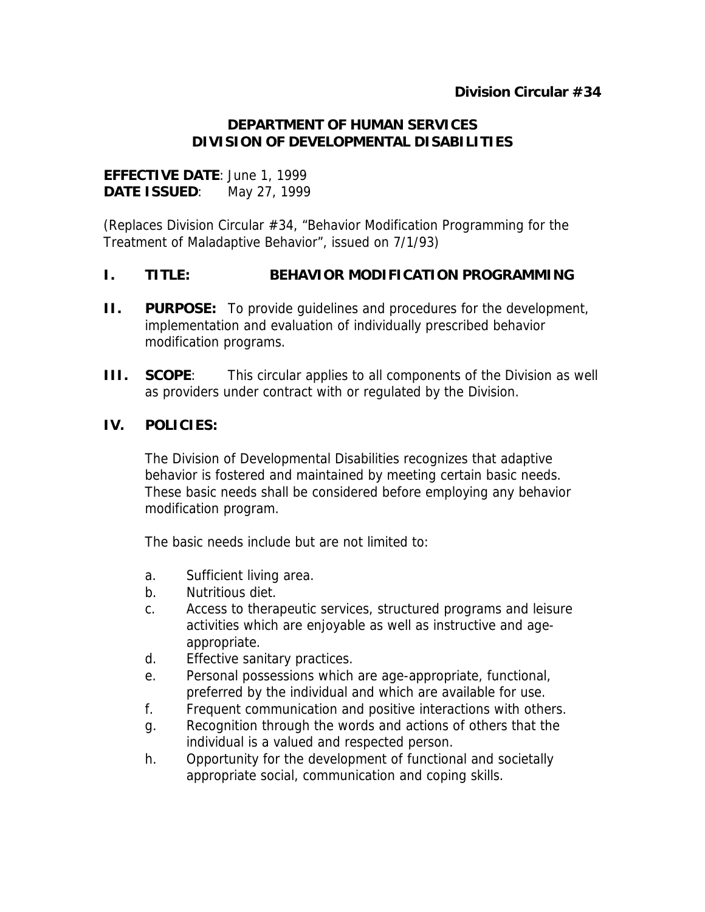**Division Circular #34**

## DEPARTMENT OF HUMAN SERVICES
## DIVISION OF DEVELOPMENTAL DISABILITIES

**EFFECTIVE DATE**: June 1, 1999
**DATE ISSUED**: May 27, 1999

(Replaces Division Circular #34, "Behavior Modification Programming for the Treatment of Maladaptive Behavior", issued on 7/1/93)

**I. TITLE: BEHAVIOR MODIFICATION PROGRAMMING**

**II. PURPOSE:** To provide guidelines and procedures for the development, implementation and evaluation of individually prescribed behavior modification programs.

**III. SCOPE**: This circular applies to all components of the Division as well as providers under contract with or regulated by the Division.

**IV. POLICIES:**

The Division of Developmental Disabilities recognizes that adaptive behavior is fostered and maintained by meeting certain basic needs. These basic needs shall be considered before employing any behavior modification program.

The basic needs include but are not limited to:

a. Sufficient living area.
b. Nutritious diet.
c. Access to therapeutic services, structured programs and leisure activities which are enjoyable as well as instructive and age-appropriate.
d. Effective sanitary practices.
e. Personal possessions which are age-appropriate, functional, preferred by the individual and which are available for use.
f. Frequent communication and positive interactions with others.
g. Recognition through the words and actions of others that the individual is a valued and respected person.
h. Opportunity for the development of functional and societally appropriate social, communication and coping skills.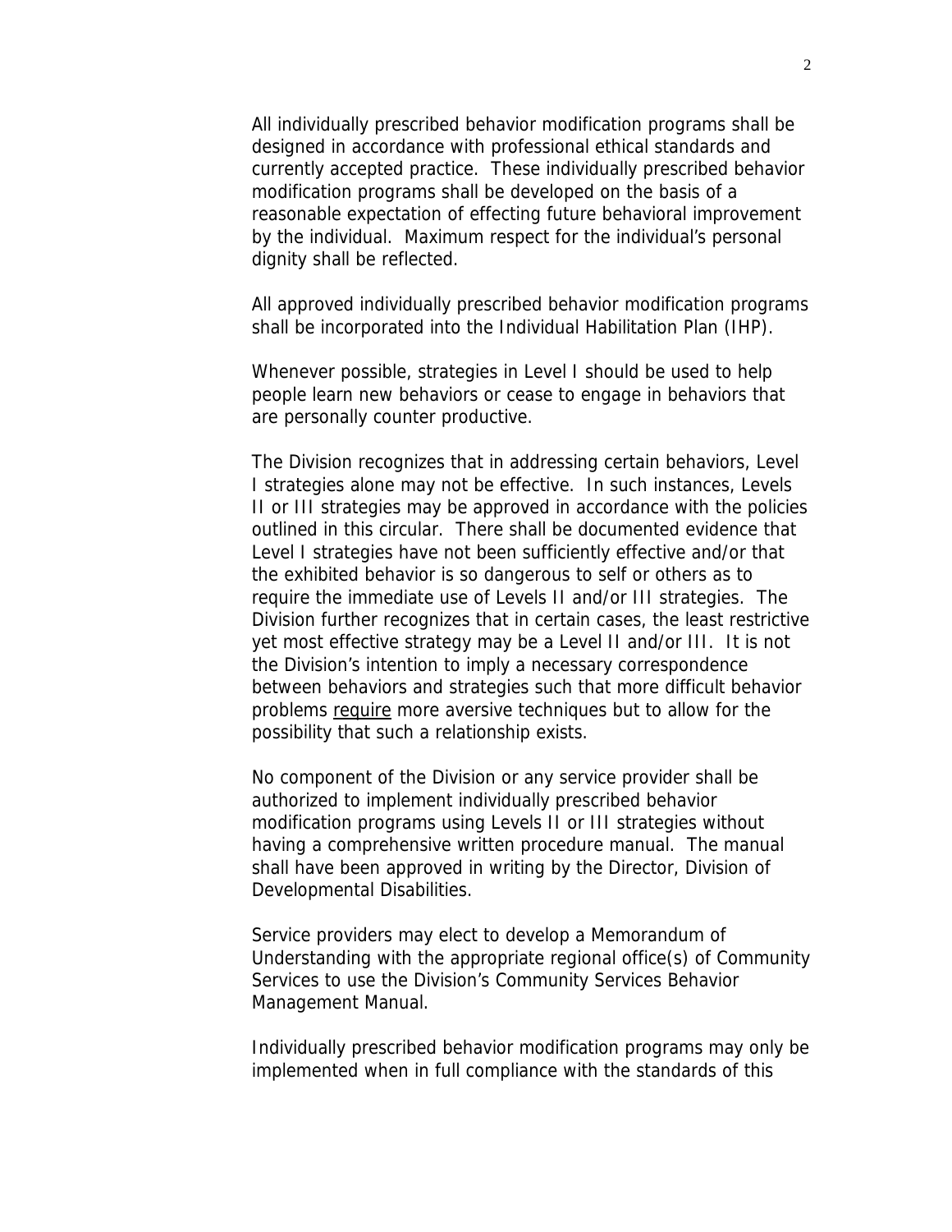All individually prescribed behavior modification programs shall be designed in accordance with professional ethical standards and currently accepted practice. These individually prescribed behavior modification programs shall be developed on the basis of a reasonable expectation of effecting future behavioral improvement by the individual. Maximum respect for the individual's personal dignity shall be reflected.

All approved individually prescribed behavior modification programs shall be incorporated into the Individual Habilitation Plan (IHP).

Whenever possible, strategies in Level I should be used to help people learn new behaviors or cease to engage in behaviors that are personally counter productive.

The Division recognizes that in addressing certain behaviors, Level I strategies alone may not be effective. In such instances, Levels II or III strategies may be approved in accordance with the policies outlined in this circular. There shall be documented evidence that Level I strategies have not been sufficiently effective and/or that the exhibited behavior is so dangerous to self or others as to require the immediate use of Levels II and/or III strategies. The Division further recognizes that in certain cases, the least restrictive yet most effective strategy may be a Level II and/or III. It is not the Division's intention to imply a necessary correspondence between behaviors and strategies such that more difficult behavior problems <u>require</u> more aversive techniques but to allow for the possibility that such a relationship exists.

No component of the Division or any service provider shall be authorized to implement individually prescribed behavior modification programs using Levels II or III strategies without having a comprehensive written procedure manual. The manual shall have been approved in writing by the Director, Division of Developmental Disabilities.

Service providers may elect to develop a Memorandum of Understanding with the appropriate regional office(s) of Community Services to use the Division's Community Services Behavior Management Manual.

Individually prescribed behavior modification programs may only be implemented when in full compliance with the standards of this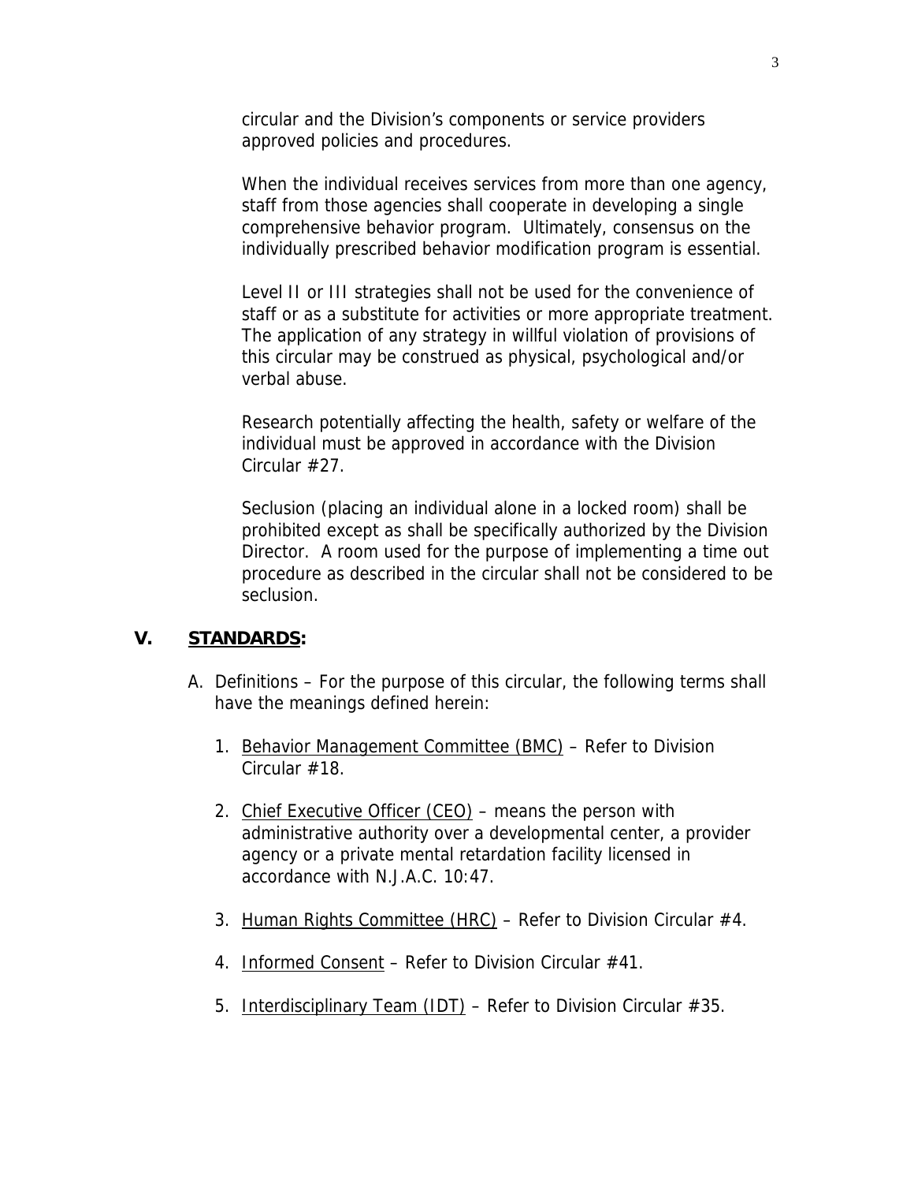circular and the Division's components or service providers approved policies and procedures.

When the individual receives services from more than one agency, staff from those agencies shall cooperate in developing a single comprehensive behavior program. Ultimately, consensus on the individually prescribed behavior modification program is essential.

Level II or III strategies shall not be used for the convenience of staff or as a substitute for activities or more appropriate treatment. The application of any strategy in willful violation of provisions of this circular may be construed as physical, psychological and/or verbal abuse.

Research potentially affecting the health, safety or welfare of the individual must be approved in accordance with the Division Circular #27.

Seclusion (placing an individual alone in a locked room) shall be prohibited except as shall be specifically authorized by the Division Director. A room used for the purpose of implementing a time out procedure as described in the circular shall not be considered to be seclusion.

## V. STANDARDS:

A. Definitions – For the purpose of this circular, the following terms shall have the meanings defined herein:

1. Behavior Management Committee (BMC) – Refer to Division Circular #18.

2. Chief Executive Officer (CEO) – means the person with administrative authority over a developmental center, a provider agency or a private mental retardation facility licensed in accordance with N.J.A.C. 10:47.

3. Human Rights Committee (HRC) – Refer to Division Circular #4.

4. Informed Consent – Refer to Division Circular #41.

5. Interdisciplinary Team (IDT) – Refer to Division Circular #35.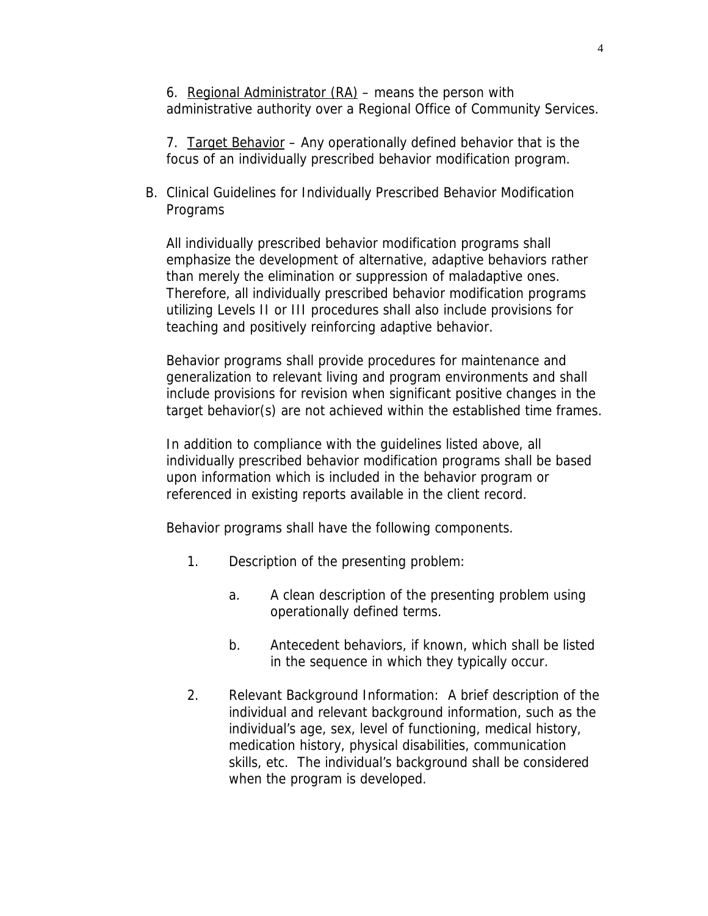6. Regional Administrator (RA) – means the person with administrative authority over a Regional Office of Community Services.

7. Target Behavior – Any operationally defined behavior that is the focus of an individually prescribed behavior modification program.

B. Clinical Guidelines for Individually Prescribed Behavior Modification Programs

All individually prescribed behavior modification programs shall emphasize the development of alternative, adaptive behaviors rather than merely the elimination or suppression of maladaptive ones. Therefore, all individually prescribed behavior modification programs utilizing Levels II or III procedures shall also include provisions for teaching and positively reinforcing adaptive behavior.

Behavior programs shall provide procedures for maintenance and generalization to relevant living and program environments and shall include provisions for revision when significant positive changes in the target behavior(s) are not achieved within the established time frames.

In addition to compliance with the guidelines listed above, all individually prescribed behavior modification programs shall be based upon information which is included in the behavior program or referenced in existing reports available in the client record.

Behavior programs shall have the following components.

1. Description of the presenting problem:

   a. A clean description of the presenting problem using operationally defined terms.

   b. Antecedent behaviors, if known, which shall be listed in the sequence in which they typically occur.

2. Relevant Background Information: A brief description of the individual and relevant background information, such as the individual's age, sex, level of functioning, medical history, medication history, physical disabilities, communication skills, etc. The individual's background shall be considered when the program is developed.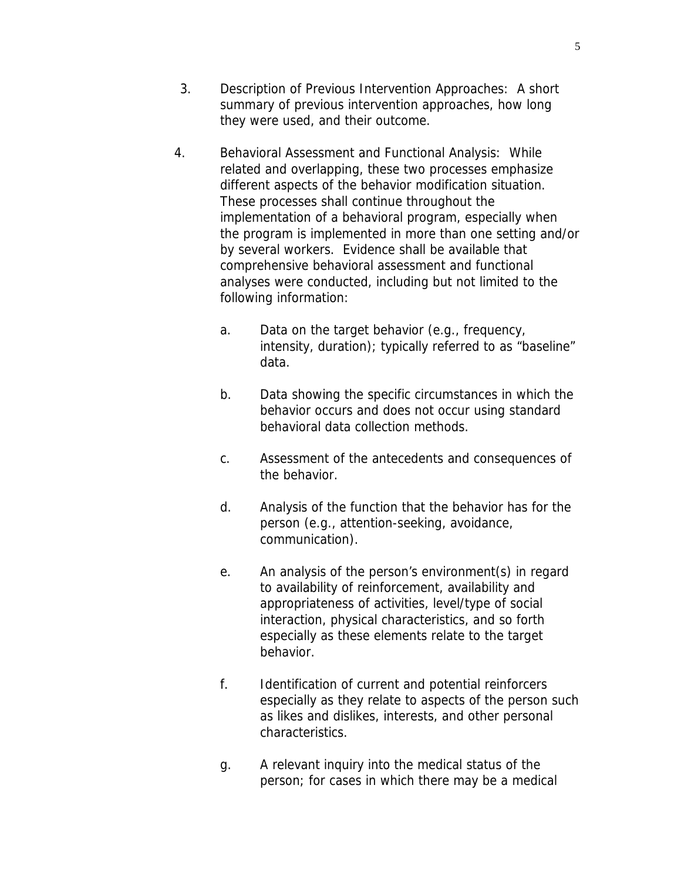3. Description of Previous Intervention Approaches: A short summary of previous intervention approaches, how long they were used, and their outcome.

4. Behavioral Assessment and Functional Analysis: While related and overlapping, these two processes emphasize different aspects of the behavior modification situation. These processes shall continue throughout the implementation of a behavioral program, especially when the program is implemented in more than one setting and/or by several workers. Evidence shall be available that comprehensive behavioral assessment and functional analyses were conducted, including but not limited to the following information:

   a. Data on the target behavior (e.g., frequency, intensity, duration); typically referred to as "baseline" data.

   b. Data showing the specific circumstances in which the behavior occurs and does not occur using standard behavioral data collection methods.

   c. Assessment of the antecedents and consequences of the behavior.

   d. Analysis of the function that the behavior has for the person (e.g., attention-seeking, avoidance, communication).

   e. An analysis of the person's environment(s) in regard to availability of reinforcement, availability and appropriateness of activities, level/type of social interaction, physical characteristics, and so forth especially as these elements relate to the target behavior.

   f. Identification of current and potential reinforcers especially as they relate to aspects of the person such as likes and dislikes, interests, and other personal characteristics.

   g. A relevant inquiry into the medical status of the person; for cases in which there may be a medical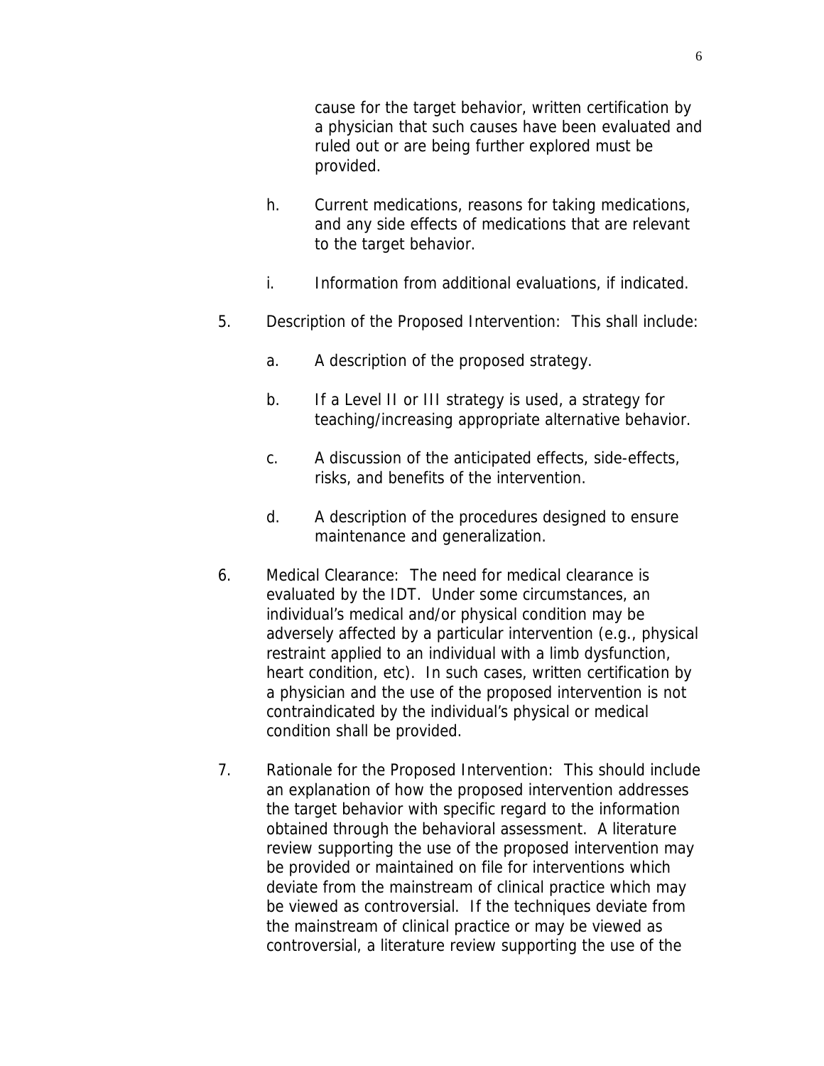cause for the target behavior, written certification by a physician that such causes have been evaluated and ruled out or are being further explored must be provided.

h. Current medications, reasons for taking medications, and any side effects of medications that are relevant to the target behavior.

i. Information from additional evaluations, if indicated.

5. Description of the Proposed Intervention: This shall include:

   a. A description of the proposed strategy.

   b. If a Level II or III strategy is used, a strategy for teaching/increasing appropriate alternative behavior.

   c. A discussion of the anticipated effects, side-effects, risks, and benefits of the intervention.

   d. A description of the procedures designed to ensure maintenance and generalization.

6. Medical Clearance: The need for medical clearance is evaluated by the IDT. Under some circumstances, an individual's medical and/or physical condition may be adversely affected by a particular intervention (e.g., physical restraint applied to an individual with a limb dysfunction, heart condition, etc). In such cases, written certification by a physician and the use of the proposed intervention is not contraindicated by the individual's physical or medical condition shall be provided.

7. Rationale for the Proposed Intervention: This should include an explanation of how the proposed intervention addresses the target behavior with specific regard to the information obtained through the behavioral assessment. A literature review supporting the use of the proposed intervention may be provided or maintained on file for interventions which deviate from the mainstream of clinical practice which may be viewed as controversial. If the techniques deviate from the mainstream of clinical practice or may be viewed as controversial, a literature review supporting the use of the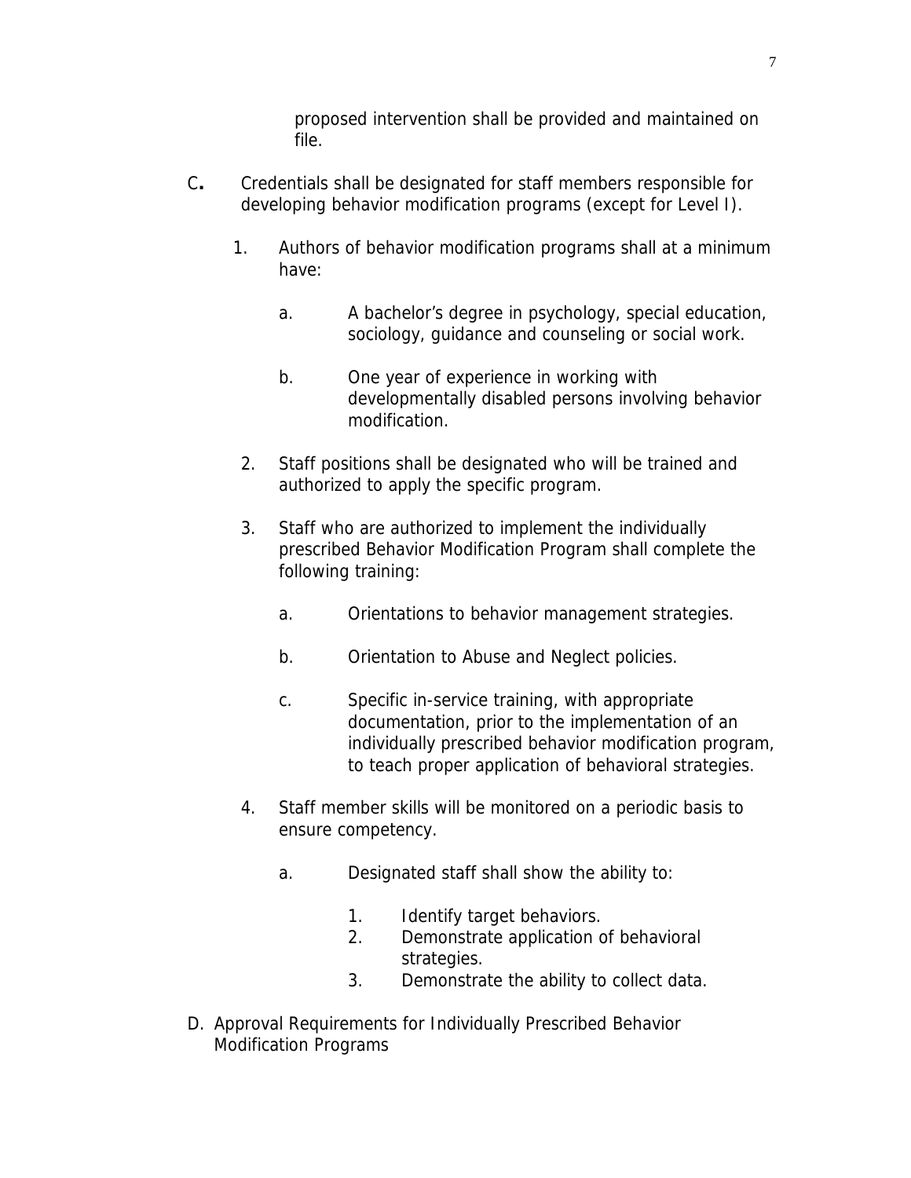proposed intervention shall be provided and maintained on file.

C. Credentials shall be designated for staff members responsible for developing behavior modification programs (except for Level I).

1. Authors of behavior modification programs shall at a minimum have:

   a. A bachelor's degree in psychology, special education, sociology, guidance and counseling or social work.

   b. One year of experience in working with developmentally disabled persons involving behavior modification.

2. Staff positions shall be designated who will be trained and authorized to apply the specific program.

3. Staff who are authorized to implement the individually prescribed Behavior Modification Program shall complete the following training:

   a. Orientations to behavior management strategies.

   b. Orientation to Abuse and Neglect policies.

   c. Specific in-service training, with appropriate documentation, prior to the implementation of an individually prescribed behavior modification program, to teach proper application of behavioral strategies.

4. Staff member skills will be monitored on a periodic basis to ensure competency.

   a. Designated staff shall show the ability to:

      1. Identify target behaviors.
      2. Demonstrate application of behavioral strategies.
      3. Demonstrate the ability to collect data.

D. Approval Requirements for Individually Prescribed Behavior Modification Programs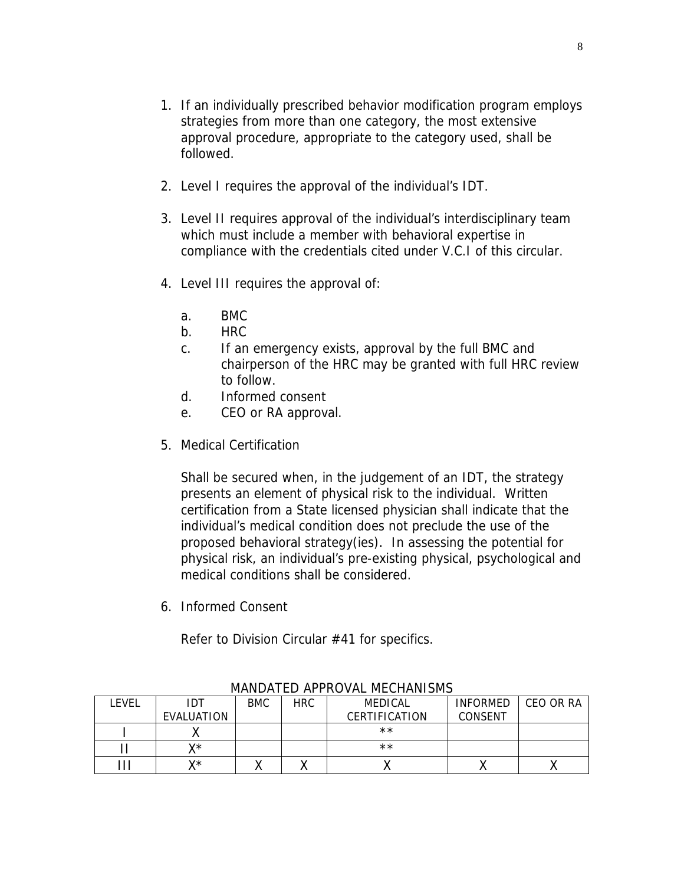1. If an individually prescribed behavior modification program employs strategies from more than one category, the most extensive approval procedure, appropriate to the category used, shall be followed.

2. Level I requires the approval of the individual's IDT.

3. Level II requires approval of the individual's interdisciplinary team which must include a member with behavioral expertise in compliance with the credentials cited under V.C.I of this circular.

4. Level III requires the approval of:

   a. BMC
   b. HRC
   c. If an emergency exists, approval by the full BMC and chairperson of the HRC may be granted with full HRC review to follow.
   d. Informed consent
   e. CEO or RA approval.

5. Medical Certification

   Shall be secured when, in the judgement of an IDT, the strategy presents an element of physical risk to the individual. Written certification from a State licensed physician shall indicate that the individual's medical condition does not preclude the use of the proposed behavioral strategy(ies). In assessing the potential for physical risk, an individual's pre-existing physical, psychological and medical conditions shall be considered.

6. Informed Consent

   Refer to Division Circular #41 for specifics.

MANDATED APPROVAL MECHANISMS

| LEVEL | IDT EVALUATION | BMC | HRC | MEDICAL CERTIFICATION | INFORMED CONSENT | CEO OR RA |
|---|---|---|---|---|---|---|
| I | X | | | ** | | |
| II | X* | | | ** | | |
| III | X* | X | X | X | X | X |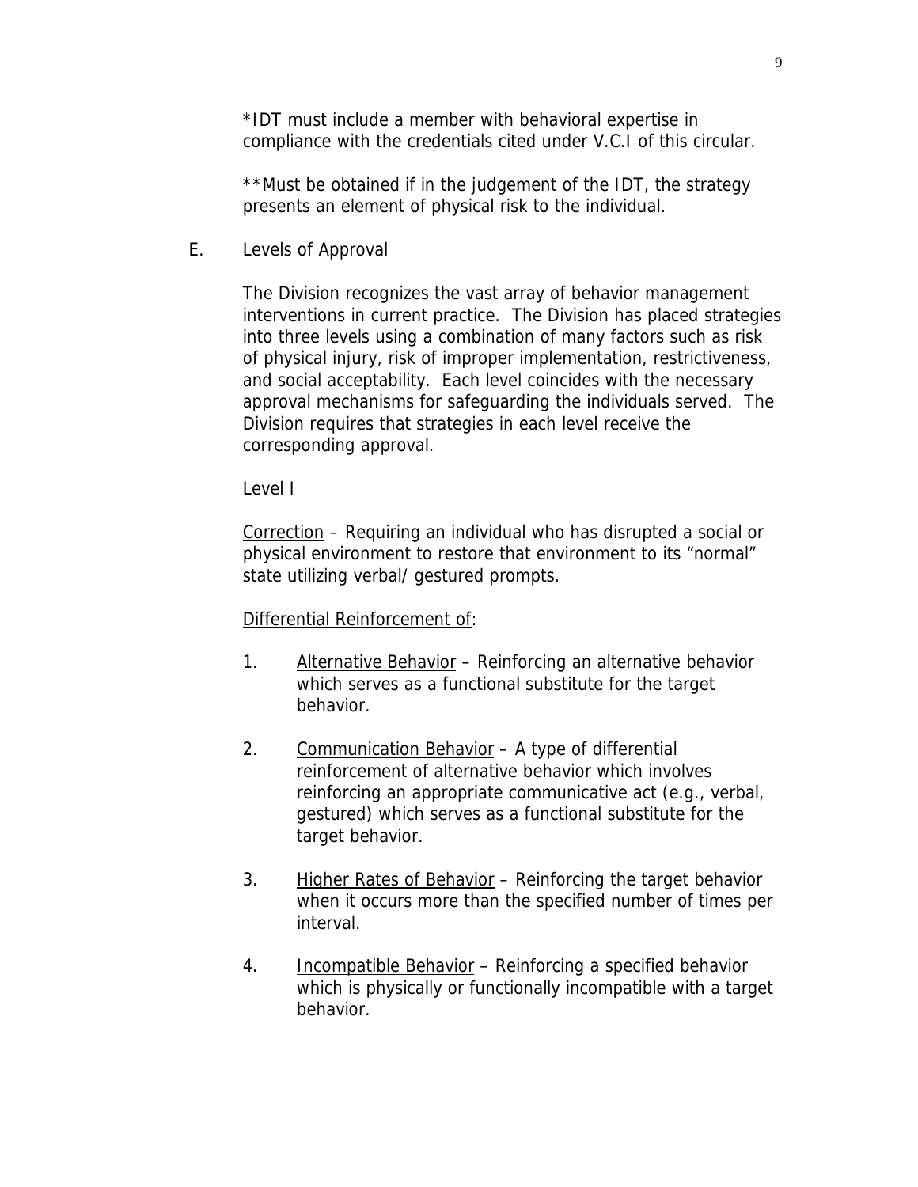*IDT must include a member with behavioral expertise in compliance with the credentials cited under V.C.I of this circular.

**Must be obtained if in the judgement of the IDT, the strategy presents an element of physical risk to the individual.

E. Levels of Approval

The Division recognizes the vast array of behavior management interventions in current practice. The Division has placed strategies into three levels using a combination of many factors such as risk of physical injury, risk of improper implementation, restrictiveness, and social acceptability. Each level coincides with the necessary approval mechanisms for safeguarding the individuals served. The Division requires that strategies in each level receive the corresponding approval.

Level I

<u>Correction</u> – Requiring an individual who has disrupted a social or physical environment to restore that environment to its "normal" state utilizing verbal/ gestured prompts.

<u>Differential Reinforcement of</u>:

1. <u>Alternative Behavior</u> – Reinforcing an alternative behavior which serves as a functional substitute for the target behavior.

2. <u>Communication Behavior</u> – A type of differential reinforcement of alternative behavior which involves reinforcing an appropriate communicative act (e.g., verbal, gestured) which serves as a functional substitute for the target behavior.

3. <u>Higher Rates of Behavior</u> – Reinforcing the target behavior when it occurs more than the specified number of times per interval.

4. <u>Incompatible Behavior</u> – Reinforcing a specified behavior which is physically or functionally incompatible with a target behavior.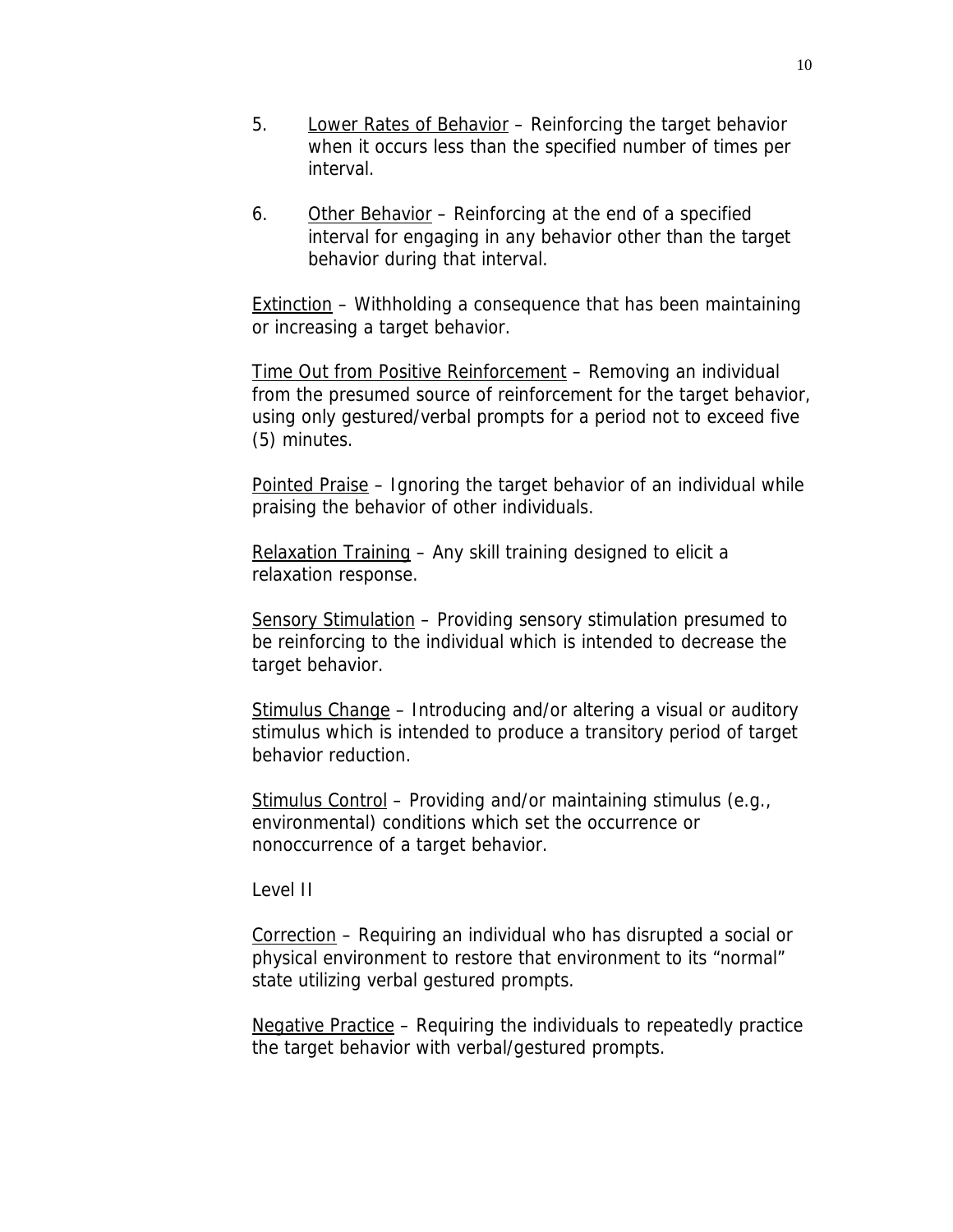5. Lower Rates of Behavior – Reinforcing the target behavior when it occurs less than the specified number of times per interval.

6. Other Behavior – Reinforcing at the end of a specified interval for engaging in any behavior other than the target behavior during that interval.

Extinction – Withholding a consequence that has been maintaining or increasing a target behavior.

Time Out from Positive Reinforcement – Removing an individual from the presumed source of reinforcement for the target behavior, using only gestured/verbal prompts for a period not to exceed five (5) minutes.

Pointed Praise – Ignoring the target behavior of an individual while praising the behavior of other individuals.

Relaxation Training – Any skill training designed to elicit a relaxation response.

Sensory Stimulation – Providing sensory stimulation presumed to be reinforcing to the individual which is intended to decrease the target behavior.

Stimulus Change – Introducing and/or altering a visual or auditory stimulus which is intended to produce a transitory period of target behavior reduction.

Stimulus Control – Providing and/or maintaining stimulus (e.g., environmental) conditions which set the occurrence or nonoccurrence of a target behavior.

Level II

Correction – Requiring an individual who has disrupted a social or physical environment to restore that environment to its "normal" state utilizing verbal gestured prompts.

Negative Practice – Requiring the individuals to repeatedly practice the target behavior with verbal/gestured prompts.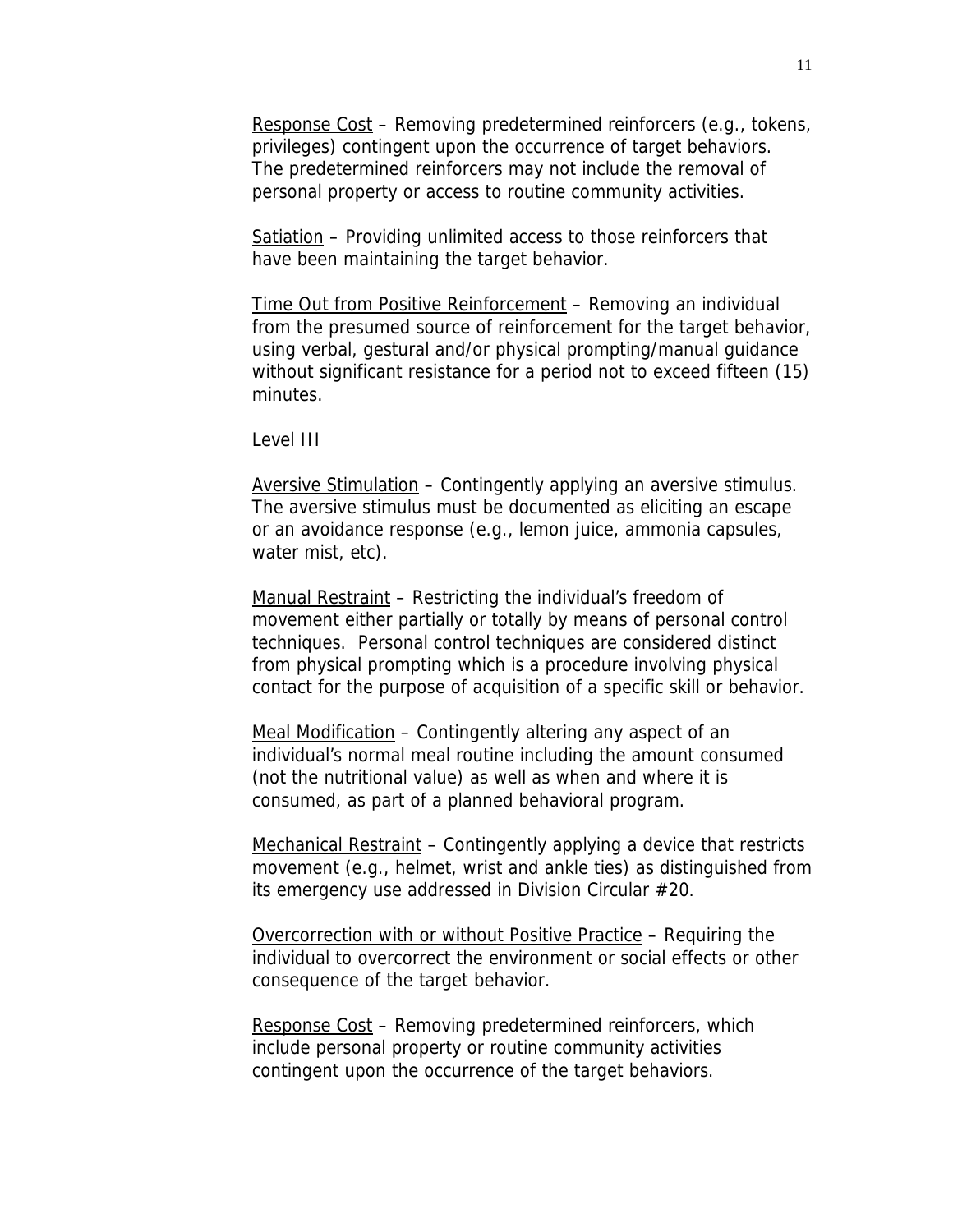Response Cost – Removing predetermined reinforcers (e.g., tokens, privileges) contingent upon the occurrence of target behaviors. The predetermined reinforcers may not include the removal of personal property or access to routine community activities.

Satiation – Providing unlimited access to those reinforcers that have been maintaining the target behavior.

Time Out from Positive Reinforcement – Removing an individual from the presumed source of reinforcement for the target behavior, using verbal, gestural and/or physical prompting/manual guidance without significant resistance for a period not to exceed fifteen (15) minutes.

Level III

Aversive Stimulation – Contingently applying an aversive stimulus. The aversive stimulus must be documented as eliciting an escape or an avoidance response (e.g., lemon juice, ammonia capsules, water mist, etc).

Manual Restraint – Restricting the individual's freedom of movement either partially or totally by means of personal control techniques. Personal control techniques are considered distinct from physical prompting which is a procedure involving physical contact for the purpose of acquisition of a specific skill or behavior.

Meal Modification – Contingently altering any aspect of an individual's normal meal routine including the amount consumed (not the nutritional value) as well as when and where it is consumed, as part of a planned behavioral program.

Mechanical Restraint – Contingently applying a device that restricts movement (e.g., helmet, wrist and ankle ties) as distinguished from its emergency use addressed in Division Circular #20.

Overcorrection with or without Positive Practice – Requiring the individual to overcorrect the environment or social effects or other consequence of the target behavior.

Response Cost – Removing predetermined reinforcers, which include personal property or routine community activities contingent upon the occurrence of the target behaviors.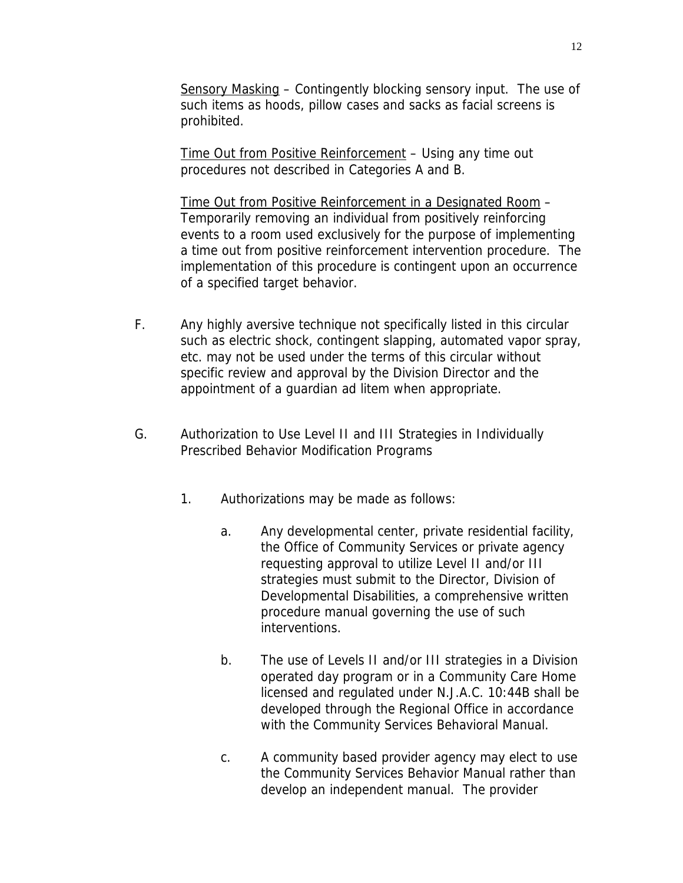Sensory Masking – Contingently blocking sensory input. The use of such items as hoods, pillow cases and sacks as facial screens is prohibited.

Time Out from Positive Reinforcement – Using any time out procedures not described in Categories A and B.

Time Out from Positive Reinforcement in a Designated Room – Temporarily removing an individual from positively reinforcing events to a room used exclusively for the purpose of implementing a time out from positive reinforcement intervention procedure. The implementation of this procedure is contingent upon an occurrence of a specified target behavior.

F. Any highly aversive technique not specifically listed in this circular such as electric shock, contingent slapping, automated vapor spray, etc. may not be used under the terms of this circular without specific review and approval by the Division Director and the appointment of a guardian ad litem when appropriate.

G. Authorization to Use Level II and III Strategies in Individually Prescribed Behavior Modification Programs

1. Authorizations may be made as follows:

   a. Any developmental center, private residential facility, the Office of Community Services or private agency requesting approval to utilize Level II and/or III strategies must submit to the Director, Division of Developmental Disabilities, a comprehensive written procedure manual governing the use of such interventions.

   b. The use of Levels II and/or III strategies in a Division operated day program or in a Community Care Home licensed and regulated under N.J.A.C. 10:44B shall be developed through the Regional Office in accordance with the Community Services Behavioral Manual.

   c. A community based provider agency may elect to use the Community Services Behavior Manual rather than develop an independent manual. The provider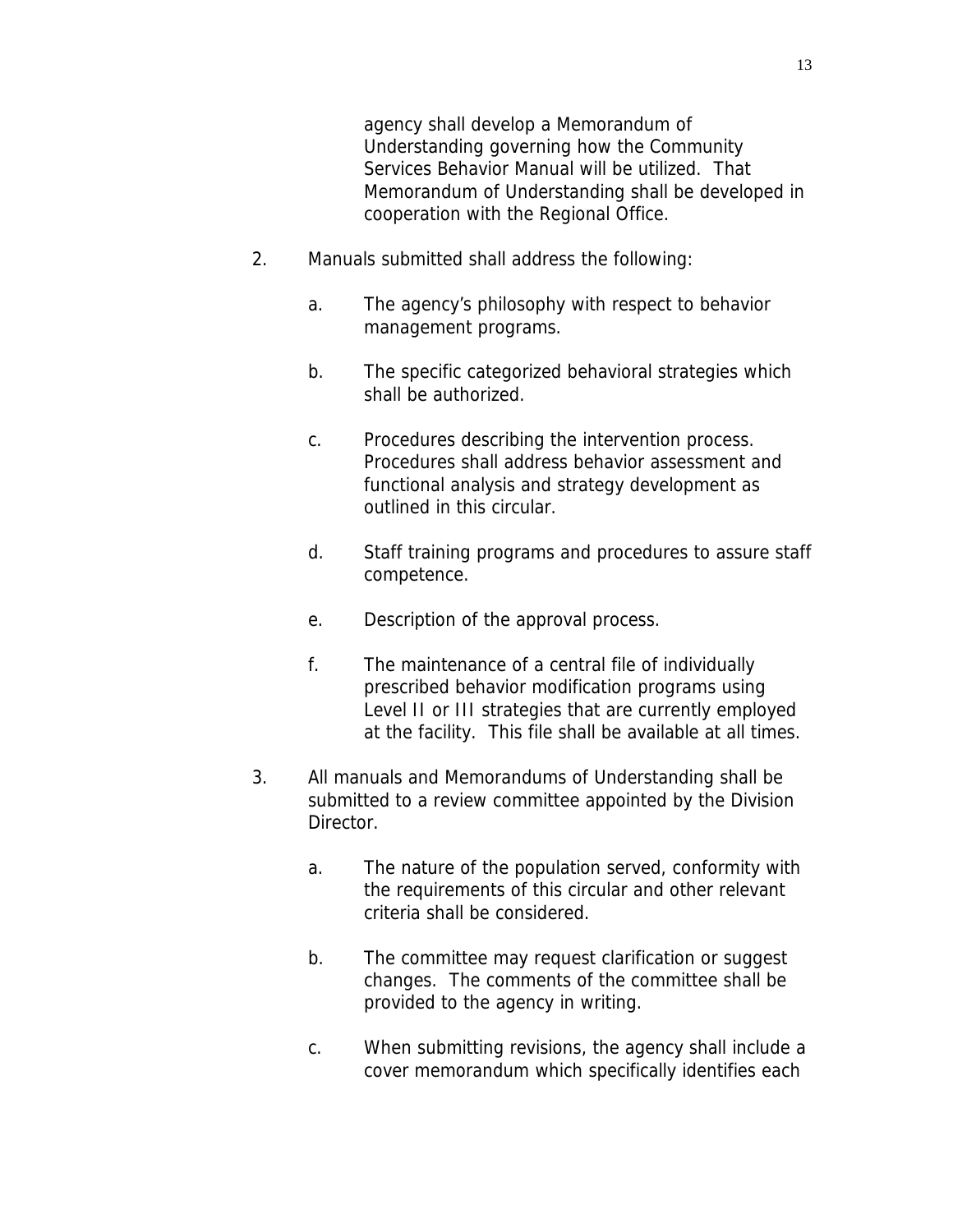agency shall develop a Memorandum of Understanding governing how the Community Services Behavior Manual will be utilized. That Memorandum of Understanding shall be developed in cooperation with the Regional Office.

2. Manuals submitted shall address the following:

   a. The agency's philosophy with respect to behavior management programs.

   b. The specific categorized behavioral strategies which shall be authorized.

   c. Procedures describing the intervention process. Procedures shall address behavior assessment and functional analysis and strategy development as outlined in this circular.

   d. Staff training programs and procedures to assure staff competence.

   e. Description of the approval process.

   f. The maintenance of a central file of individually prescribed behavior modification programs using Level II or III strategies that are currently employed at the facility. This file shall be available at all times.

3. All manuals and Memorandums of Understanding shall be submitted to a review committee appointed by the Division Director.

   a. The nature of the population served, conformity with the requirements of this circular and other relevant criteria shall be considered.

   b. The committee may request clarification or suggest changes. The comments of the committee shall be provided to the agency in writing.

   c. When submitting revisions, the agency shall include a cover memorandum which specifically identifies each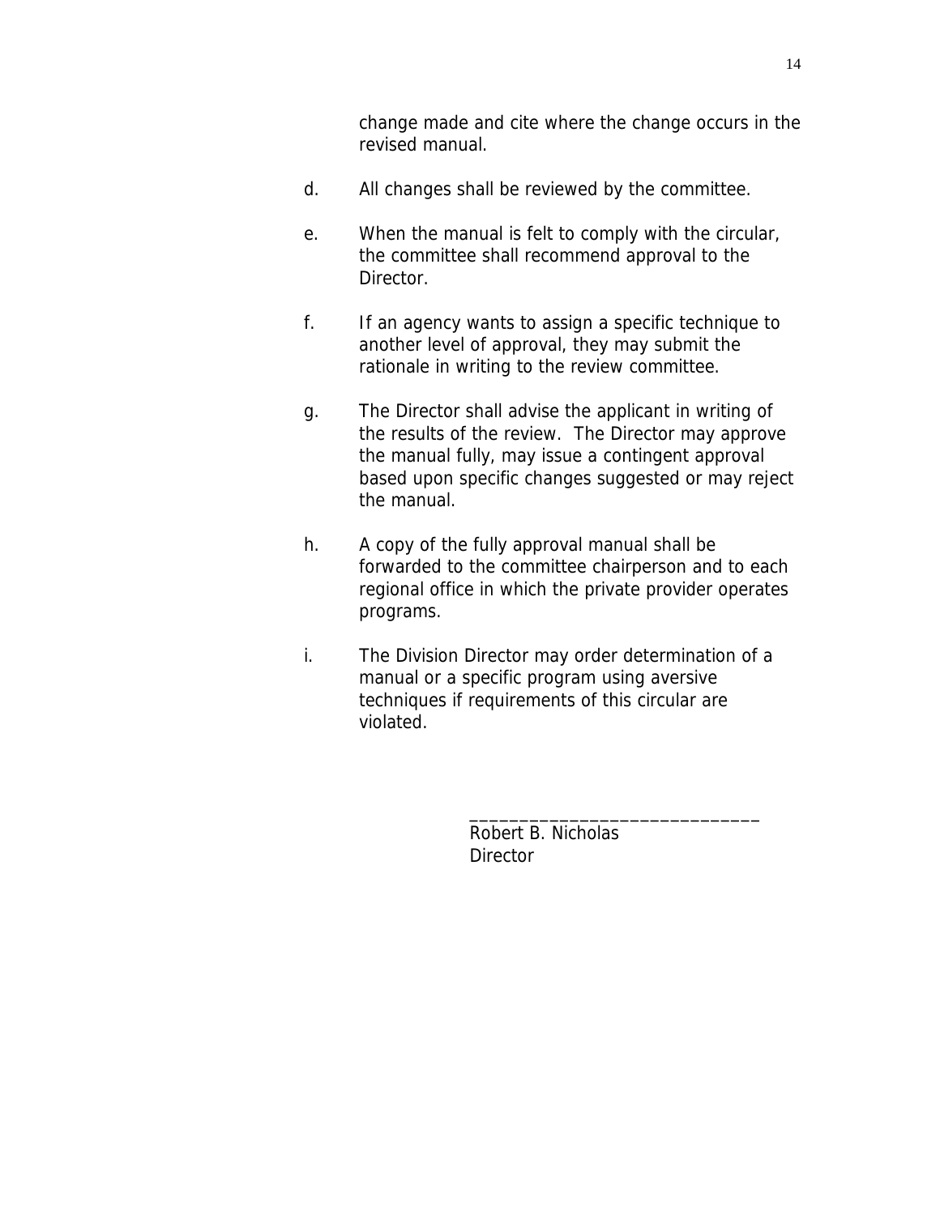change made and cite where the change occurs in the revised manual.

d. All changes shall be reviewed by the committee.

e. When the manual is felt to comply with the circular, the committee shall recommend approval to the Director.

f. If an agency wants to assign a specific technique to another level of approval, they may submit the rationale in writing to the review committee.

g. The Director shall advise the applicant in writing of the results of the review. The Director may approve the manual fully, may issue a contingent approval based upon specific changes suggested or may reject the manual.

h. A copy of the fully approval manual shall be forwarded to the committee chairperson and to each regional office in which the private provider operates programs.

i. The Division Director may order determination of a manual or a specific program using aversive techniques if requirements of this circular are violated.

______________________________
Robert B. Nicholas
Director